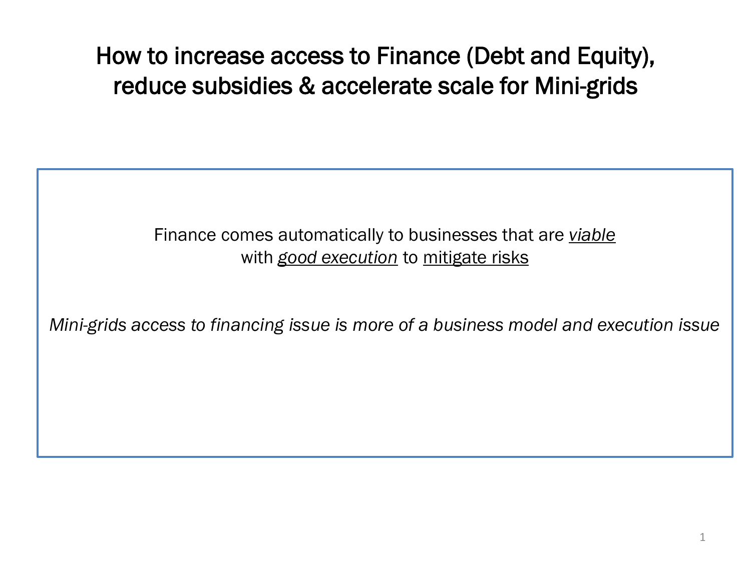# How to increase access to Finance (Debt and Equity), reduce subsidies & accelerate scale for Mini-grids

Finance comes automatically to businesses that are <u>*viable*</u>
with <u>*good execution*</u> to <u>mitigate risks</u>

*Mini-grids access to financing issue is more of a business model and execution issue*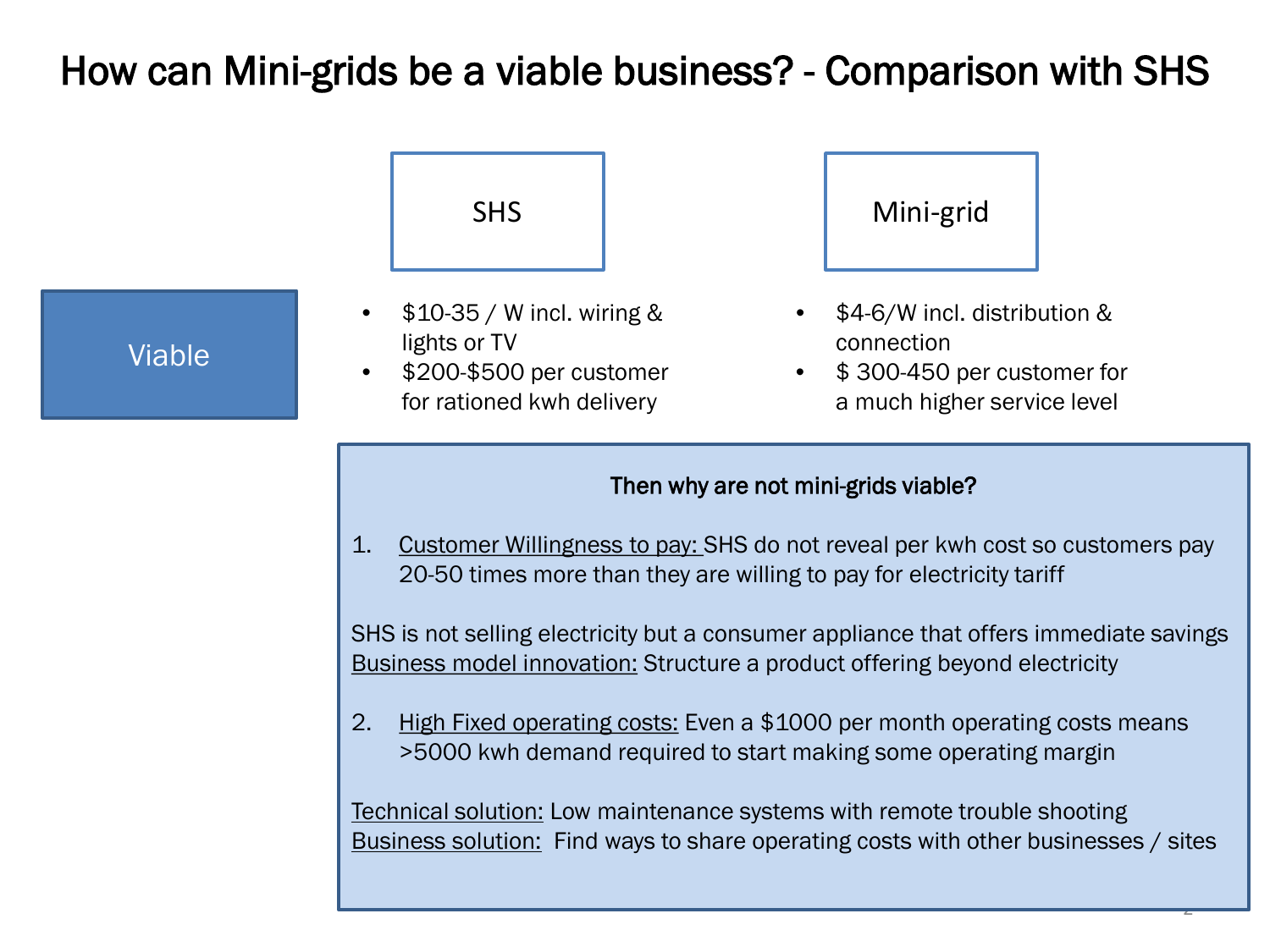# How can Mini-grids be a viable business? - Comparison with SHS

| | SHS | Mini-grid |
|---|---|---|
| Viable | • $10-35 / W incl. wiring & lights or TV<br>• $200-$500 per customer for rationed kwh delivery | • $4-6/W incl. distribution & connection<br>• $ 300-450 per customer for a much higher service level |

**Then why are not mini-grids viable?**

1. Customer Willingness to pay: SHS do not reveal per kwh cost so customers pay 20-50 times more than they are willing to pay for electricity tariff

SHS is not selling electricity but a consumer appliance that offers immediate savings
Business model innovation: Structure a product offering beyond electricity

2. High Fixed operating costs: Even a $1000 per month operating costs means >5000 kwh demand required to start making some operating margin

Technical solution: Low maintenance systems with remote trouble shooting
Business solution: Find ways to share operating costs with other businesses / sites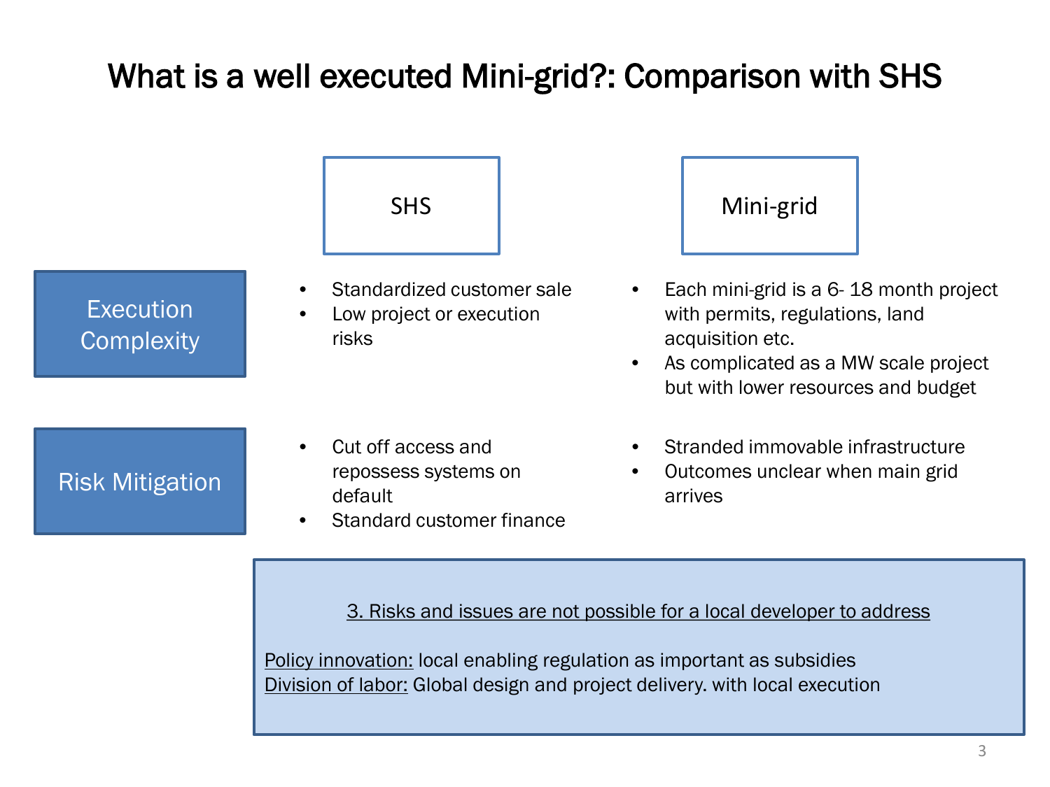# What is a well executed Mini-grid?: Comparison with SHS

| | SHS | Mini-grid |
| --- | --- | --- |
| **Execution Complexity** | • Standardized customer sale<br>• Low project or execution risks | • Each mini-grid is a 6- 18 month project with permits, regulations, land acquisition etc.<br>• As complicated as a MW scale project but with lower resources and budget |
| **Risk Mitigation** | • Cut off access and repossess systems on default<br>• Standard customer finance | • Stranded immovable infrastructure<br>• Outcomes unclear when main grid arrives |

<u>3. Risks and issues are not possible for a local developer to address</u>

<u>Policy innovation:</u> local enabling regulation as important as subsidies
<u>Division of labor:</u> Global design and project delivery. with local execution